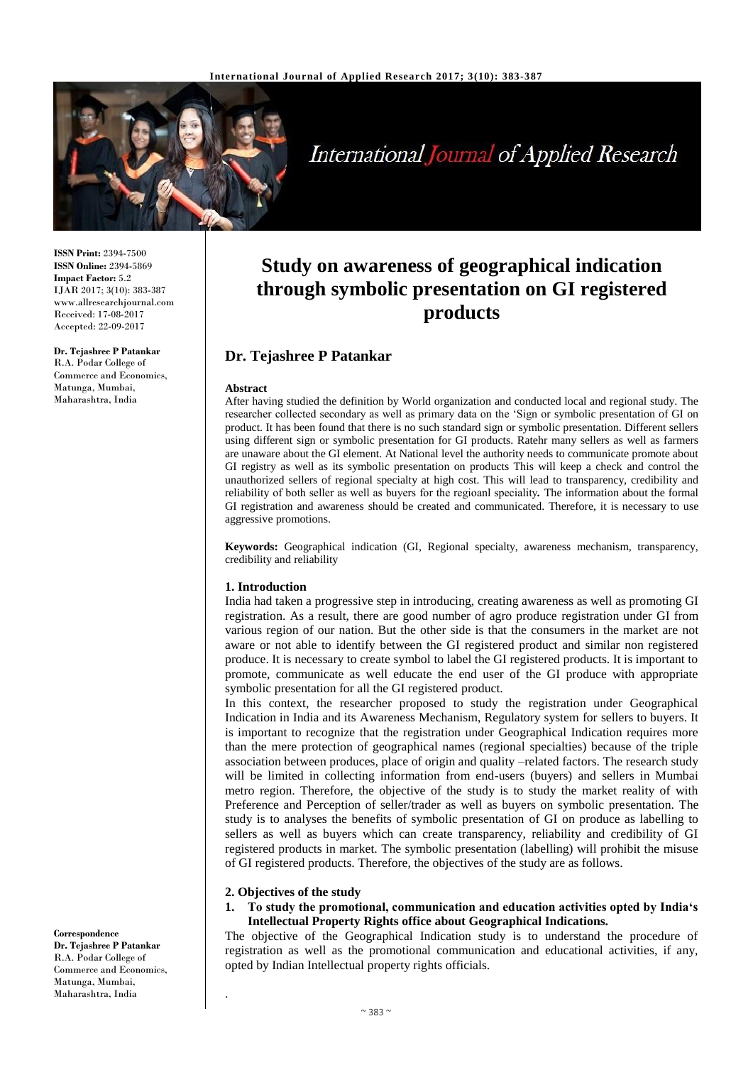**ISSN Print:** 2394-7500
**ISSN Online:** 2394-5869
**Impact Factor:** 5.2
IJAR 2017; 3(10): 383-387
www.allresearchjournal.com
Received: 17-08-2017
Accepted: 22-09-2017

**Dr. Tejashree P Patankar**
R.A. Podar College of Commerce and Economics, Matunga, Mumbai, Maharashtra, India

**Correspondence**
**Dr. Tejashree P Patankar**
R.A. Podar College of Commerce and Economics, Matunga, Mumbai, Maharashtra, India

# Study on awareness of geographical indication through symbolic presentation on GI registered products

## Dr. Tejashree P Patankar

**Abstract**

After having studied the definition by World organization and conducted local and regional study. The researcher collected secondary as well as primary data on the 'Sign or symbolic presentation of GI on product. It has been found that there is no such standard sign or symbolic presentation. Different sellers using different sign or symbolic presentation for GI products. Ratehr many sellers as well as farmers are unaware about the GI element. At National level the authority needs to communicate promote about GI registry as well as its symbolic presentation on products This will keep a check and control the unauthorized sellers of regional specialty at high cost. This will lead to transparency, credibility and reliability of both seller as well as buyers for the regioanl speciality**.** The information about the formal GI registration and awareness should be created and communicated. Therefore, it is necessary to use aggressive promotions.

**Keywords:** Geographical indication (GI, Regional specialty, awareness mechanism, transparency, credibility and reliability

### 1. Introduction

India had taken a progressive step in introducing, creating awareness as well as promoting GI registration. As a result, there are good number of agro produce registration under GI from various region of our nation. But the other side is that the consumers in the market are not aware or not able to identify between the GI registered product and similar non registered produce. It is necessary to create symbol to label the GI registered products. It is important to promote, communicate as well educate the end user of the GI produce with appropriate symbolic presentation for all the GI registered product.

In this context, the researcher proposed to study the registration under Geographical Indication in India and its Awareness Mechanism, Regulatory system for sellers to buyers. It is important to recognize that the registration under Geographical Indication requires more than the mere protection of geographical names (regional specialties) because of the triple association between produces, place of origin and quality –related factors. The research study will be limited in collecting information from end-users (buyers) and sellers in Mumbai metro region. Therefore, the objective of the study is to study the market reality of with Preference and Perception of seller/trader as well as buyers on symbolic presentation. The study is to analyses the benefits of symbolic presentation of GI on produce as labelling to sellers as well as buyers which can create transparency, reliability and credibility of GI registered products in market. The symbolic presentation (labelling) will prohibit the misuse of GI registered products. Therefore, the objectives of the study are as follows.

### 2. Objectives of the study

1. **To study the promotional, communication and education activities opted by India's Intellectual Property Rights office about Geographical Indications.**

The objective of the Geographical Indication study is to understand the procedure of registration as well as the promotional communication and educational activities, if any, opted by Indian Intellectual property rights officials.

.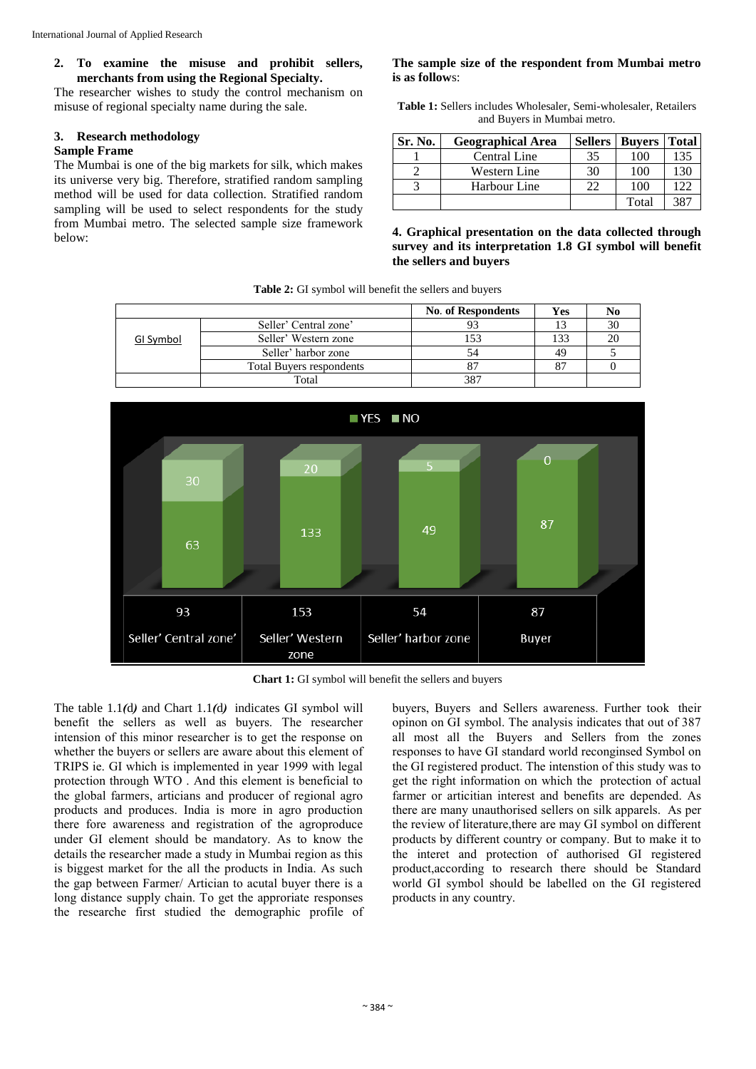2. **To examine the misuse and prohibit sellers, merchants from using the Regional Specialty.**

The researcher wishes to study the control mechanism on misuse of regional specialty name during the sale.

## 3. Research methodology

**Sample Frame**

The Mumbai is one of the big markets for silk, which makes its universe very big. Therefore, stratified random sampling method will be used for data collection. Stratified random sampling will be used to select respondents for the study from Mumbai metro. The selected sample size framework below:

**The sample size of the respondent from Mumbai metro is as follow**s:

**Table 1:** Sellers includes Wholesaler, Semi-wholesaler, Retailers and Buyers in Mumbai metro.

| Sr. No. | Geographical Area | Sellers | Buyers | Total |
|---|---|---|---|---|
| 1 | Central Line | 35 | 100 | 135 |
| 2 | Western Line | 30 | 100 | 130 |
| 3 | Harbour Line | 22 | 100 | 122 |
| | | | Total | 387 |

**4. Graphical presentation on the data collected through survey and its interpretation 1.8 GI symbol will benefit the sellers and buyers**

**Table 2:** GI symbol will benefit the sellers and buyers

| | | No. of Respondents | Yes | No |
|---|---|---|---|---|
| GI Symbol | Seller' Central zone' | 93 | 13 | 30 |
| | Seller' Western zone | 153 | 133 | 20 |
| | Seller' harbor zone | 54 | 49 | 5 |
| | Total Buyers respondents | 87 | 87 | 0 |
| | Total | 387 | | |

**Chart 1:** GI symbol will benefit the sellers and buyers

The table 1.1*(*d*)* and Chart 1.1*(*d*)* indicates GI symbol will benefit the sellers as well as buyers. The researcher intension of this minor researcher is to get the response on whether the buyers or sellers are aware about this element of TRIPS ie. GI which is implemented in year 1999 with legal protection through WTO . And this element is beneficial to the global farmers, articians and producer of regional agro products and produces. India is more in agro production there fore awareness and registration of the agroproduce under GI element should be mandatory. As to know the details the researcher made a study in Mumbai region as this is biggest market for the all the products in India. As such the gap between Farmer/ Artician to acutal buyer there is a long distance supply chain. To get the appriorate responses the researche first studied the demographic profile of buyers, Buyers and Sellers awareness. Further took their opinon on GI symbol. The analysis indicates that out of 387 all most all the Buyers and Sellers from the zones responses to have GI standard world reconginsed Symbol on the GI registered product. The intension of this study was to get the right information on which the protection of actual farmer or articitian interest and benefits are depended. As there are many unauthorised sellers on silk apparels. As per the review of literature,there are may GI symbol on different products by different country or company. But to make it to the interet and protection of authorised GI registered product,according to research there should be Standard world GI symbol should be labelled on the GI registered products in any country.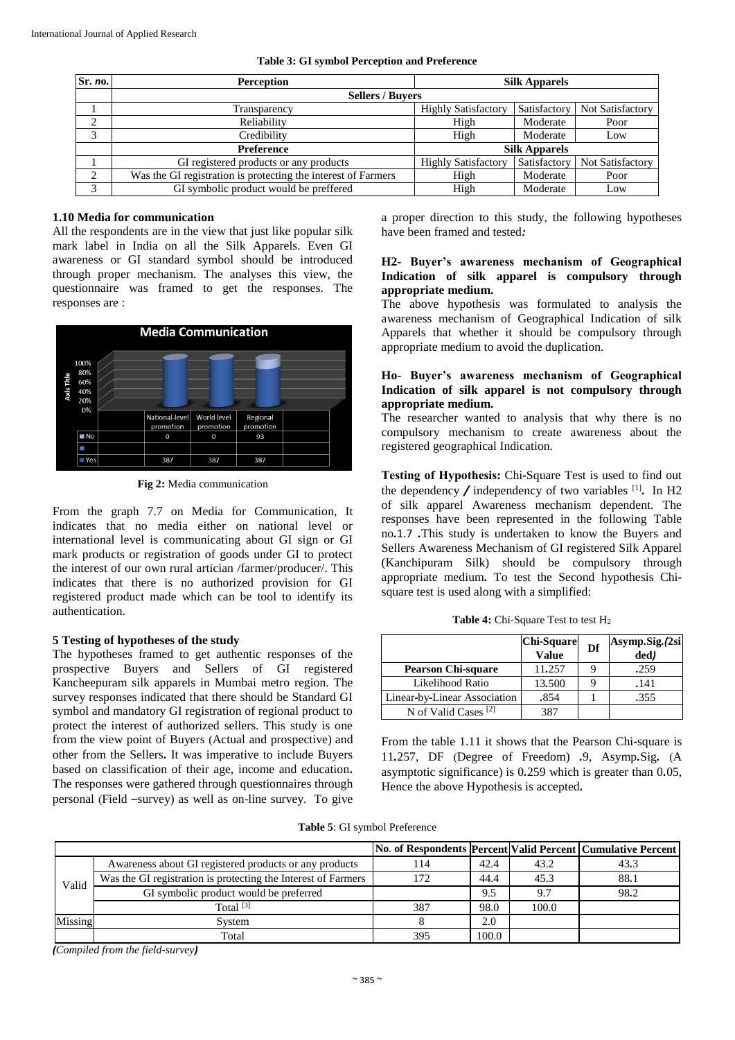**Table 3: GI symbol Perception and Preference**

| Sr. no. | Perception | Silk Apparels | | |
|---|---|---|---|---|
| | Sellers / Buyers | | | |
| 1 | Transparency | Highly Satisfactory | Satisfactory | Not Satisfactory |
| 2 | Reliability | High | Moderate | Poor |
| 3 | Credibility | High | Moderate | Low |
| | Preference | Silk Apparels | | |
| 1 | GI registered products or any products | Highly Satisfactory | Satisfactory | Not Satisfactory |
| 2 | Was the GI registration is protecting the interest of Farmers | High | Moderate | Poor |
| 3 | GI symbolic product would be preffered | High | Moderate | Low |

### 1.10 Media for communication

All the respondents are in the view that just like popular silk mark label in India on all the Silk Apparels. Even GI awareness or GI standard symbol should be introduced through proper mechanism. The analyses this view, the questionnaire was framed to get the responses. The responses are :

| | National-level promotion | World level promotion | Regional promotion |
|---|---|---|---|
| No | 0 | 0 | 93 |
| Yes | 387 | 387 | 387 |

**Fig 2:** Media communication

From the graph 7.7 on Media for Communication, It indicates that no media either on national level or international level is communicating about GI sign or GI mark products or registration of goods under GI to protect the interest of our own rural artician /farmer/producer/. This indicates that there is no authorized provision for GI registered product made which can be tool to identify its authentication.

### 5 Testing of hypotheses of the study

The hypotheses framed to get authentic responses of the prospective Buyers and Sellers of GI registered Kancheepuram silk apparels in Mumbai metro region. The survey responses indicated that there should be Standard GI symbol and mandatory GI registration of regional product to protect the interest of authorized sellers. This study is one from the view point of Buyers (Actual and prospective) and other from the Sellers. It was imperative to include Buyers based on classification of their age, income and education. The responses were gathered through questionnaires through personal (Field –survey) as well as on-line survey. To give a proper direction to this study, the following hypotheses have been framed and tested:

**H2- Buyer's awareness mechanism of Geographical Indication of silk apparel is compulsory through appropriate medium.**

The above hypothesis was formulated to analysis the awareness mechanism of Geographical Indication of silk Apparels that whether it should be compulsory through appropriate medium to avoid the duplication.

**Ho- Buyer's awareness mechanism of Geographical Indication of silk apparel is not compulsory through appropriate medium.**

The researcher wanted to analysis that why there is no compulsory mechanism to create awareness about the registered geographical Indication.

**Testing of Hypothesis:** Chi-Square Test is used to find out the dependency / independency of two variables [1]. In H2 of silk apparel Awareness mechanism dependent. The responses have been represented in the following Table no.1.7 .This study is undertaken to know the Buyers and Sellers Awareness Mechanism of GI registered Silk Apparel (Kanchipuram Silk) should be compulsory through appropriate medium. To test the Second hypothesis Chi-square test is used along with a simplified:

**Table 4:** Chi-Square Test to test $H_2$

| | Chi-Square Value | Df | Asymp.Sig.(2sided) |
|---|---|---|---|
| **Pearson Chi-square** | 11.257 | 9 | .259 |
| Likelihood Ratio | 13.500 | 9 | .141 |
| Linear-by-Linear Association | .854 | 1 | .355 |
| N of Valid Cases [2] | 387 | | |

From the table 1.11 it shows that the Pearson Chi-square is 11.257, DF (Degree of Freedom) .9, Asymp.Sig. (A asymptotic significance) is 0.259 which is greater than 0.05, Hence the above Hypothesis is accepted.

**Table 5**: GI symbol Preference

| | | No. of Respondents | Percent | Valid Percent | Cumulative Percent |
|---|---|---|---|---|---|
| Valid | Awareness about GI registered products or any products | 114 | 42.4 | 43.2 | 43.3 |
| | Was the GI registration is protecting the Interest of Farmers | 172 | 44.4 | 45.3 | 88.1 |
| | GI symbolic product would be preferred | | 9.5 | 9.7 | 98.2 |
| | Total [3] | 387 | 98.0 | 100.0 | |
| Missing | System | 8 | 2.0 | | |
| | Total | 395 | 100.0 | | |

*(Compiled from the field-survey)*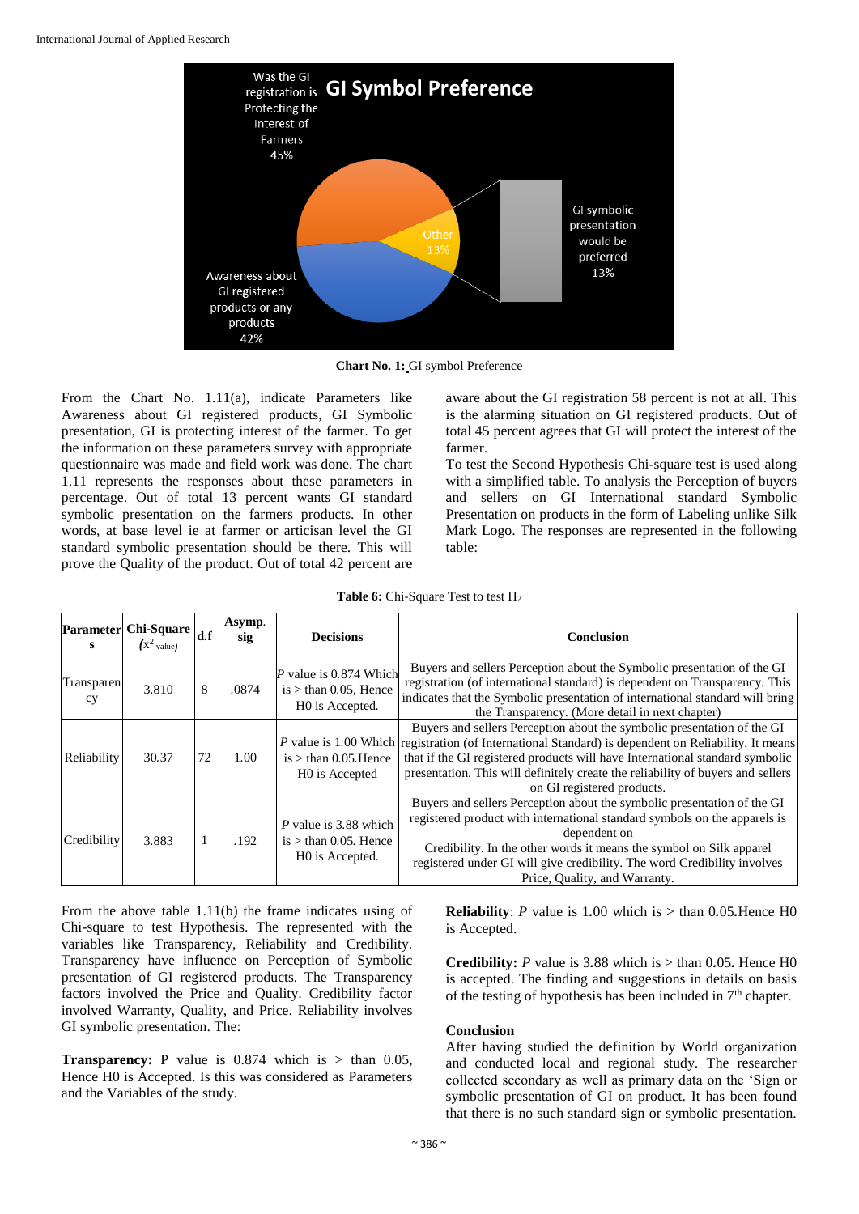Chart No. 1: GI symbol Preference

From the Chart No. 1.11(a), indicate Parameters like Awareness about GI registered products, GI Symbolic presentation, GI is protecting interest of the farmer. To get the information on these parameters survey with appropriate questionnaire was made and field work was done. The chart 1.11 represents the responses about these parameters in percentage. Out of total 13 percent wants GI standard symbolic presentation on the farmers products. In other words, at base level ie at farmer or articisan level the GI standard symbolic presentation should be there. This will prove the Quality of the product. Out of total 42 percent are aware about the GI registration 58 percent is not at all. This is the alarming situation on GI registered products. Out of total 45 percent agrees that GI will protect the interest of the farmer.

To test the Second Hypothesis Chi-square test is used along with a simplified table. To analysis the Perception of buyers and sellers on GI International standard Symbolic Presentation on products in the form of Labeling unlike Silk Mark Logo. The responses are represented in the following table:

**Table 6:** Chi-Square Test to test $H_2$

| Parameters | Chi-Square ($x^2$ value) | d.f | Asymp. sig | Decisions | Conclusion |
|---|---|---|---|---|---|
| Transparency | 3.810 | 8 | .0874 | *P* value is 0.874 Which is > than 0.05, Hence H0 is Accepted. | Buyers and sellers Perception about the Symbolic presentation of the GI registration (of international standard) is dependent on Transparency. This indicates that the Symbolic presentation of international standard will bring the Transparency. (More detail in next chapter) |
| Reliability | 30.37 | 72 | 1.00 | *P* value is 1.00 Which is > than 0.05.Hence H0 is Accepted | Buyers and sellers Perception about the symbolic presentation of the GI registration (of International Standard) is dependent on Reliability. It means that if the GI registered products will have International standard symbolic presentation. This will definitely create the reliability of buyers and sellers on GI registered products. |
| Credibility | 3.883 | 1 | .192 | *P* value is 3.88 which is > than 0.05. Hence H0 is Accepted. | Buyers and sellers Perception about the symbolic presentation of the GI registered product with international standard symbols on the apparels is dependent on Credibility. In the other words it means the symbol on Silk apparel registered under GI will give credibility. The word Credibility involves Price, Quality, and Warranty. |

From the above table 1.11(b) the frame indicates using of Chi-square to test Hypothesis. The represented with the variables like Transparency, Reliability and Credibility. Transparency have influence on Perception of Symbolic presentation of GI registered products. The Transparency factors involved the Price and Quality. Credibility factor involved Warranty, Quality, and Price. Reliability involves GI symbolic presentation. The:

**Transparency:** P value is 0.874 which is > than 0.05, Hence H0 is Accepted. Is this was considered as Parameters and the Variables of the study.

**Reliability**: *P* value is 1.00 which is > than 0.05.Hence H0 is Accepted.

**Credibility:** *P* value is 3.88 which is > than 0.05. Hence H0 is accepted. The finding and suggestions in details on basis of the testing of hypothesis has been included in 7th chapter.

## Conclusion

After having studied the definition by World organization and conducted local and regional study. The researcher collected secondary as well as primary data on the 'Sign or symbolic presentation of GI on product. It has been found that there is no such standard sign or symbolic presentation.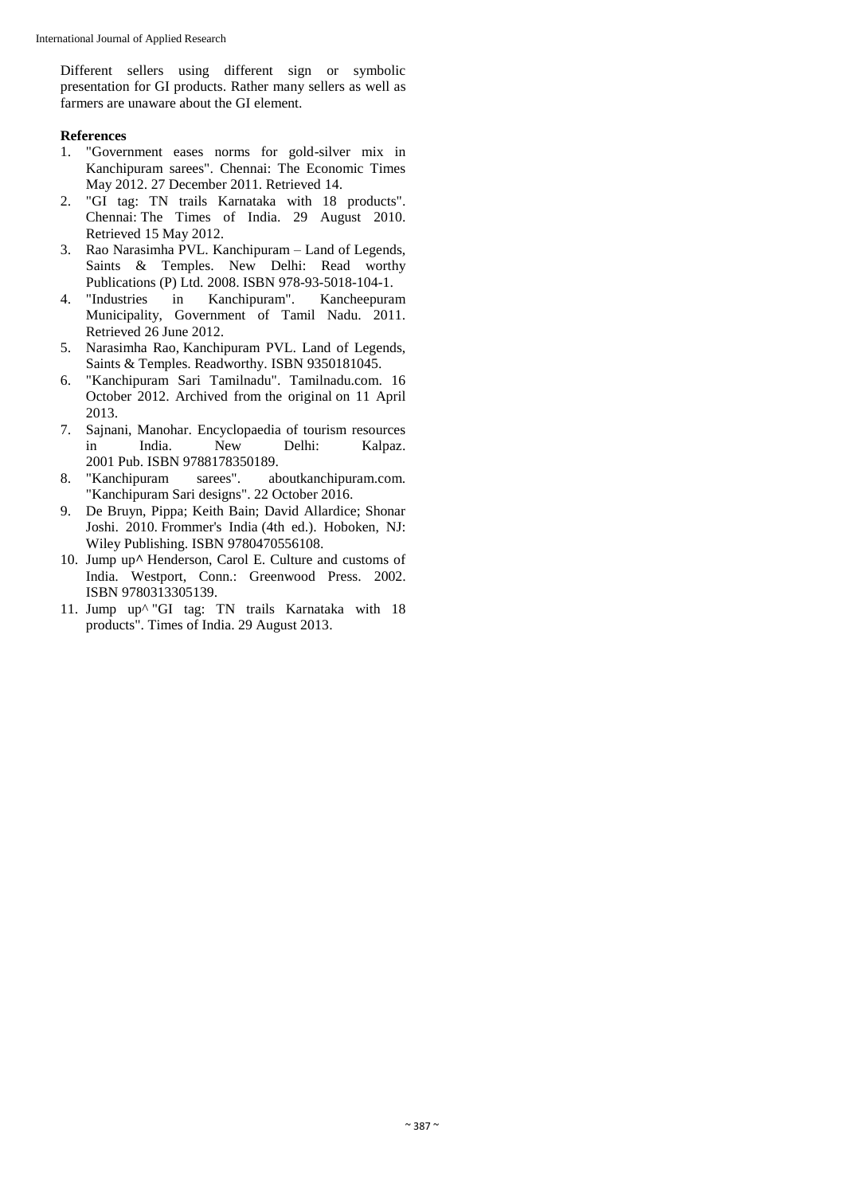Different sellers using different sign or symbolic presentation for GI products. Rather many sellers as well as farmers are unaware about the GI element.

**References**

1. "Government eases norms for gold-silver mix in Kanchipuram sarees". Chennai: The Economic Times May 2012. 27 December 2011. Retrieved 14.
2. "GI tag: TN trails Karnataka with 18 products". Chennai: The Times of India. 29 August 2010. Retrieved 15 May 2012.
3. Rao Narasimha PVL. Kanchipuram – Land of Legends, Saints & Temples. New Delhi: Read worthy Publications (P) Ltd. 2008. ISBN 978-93-5018-104-1.
4. "Industries in Kanchipuram". Kancheepuram Municipality, Government of Tamil Nadu. 2011. Retrieved 26 June 2012.
5. Narasimha Rao, Kanchipuram PVL. Land of Legends, Saints & Temples. Readworthy. ISBN 9350181045.
6. "Kanchipuram Sari Tamilnadu". Tamilnadu.com. 16 October 2012. Archived from the original on 11 April 2013.
7. Sajnani, Manohar. Encyclopaedia of tourism resources in India. New Delhi: Kalpaz. 2001 Pub. ISBN 9788178350189.
8. "Kanchipuram sarees". aboutkanchipuram.com. "Kanchipuram Sari designs". 22 October 2016.
9. De Bruyn, Pippa; Keith Bain; David Allardice; Shonar Joshi. 2010. Frommer's India (4th ed.). Hoboken, NJ: Wiley Publishing. ISBN 9780470556108.
10. Jump up^ Henderson, Carol E. Culture and customs of India. Westport, Conn.: Greenwood Press. 2002. ISBN 9780313305139.
11. Jump up^ "GI tag: TN trails Karnataka with 18 products". Times of India. 29 August 2013.